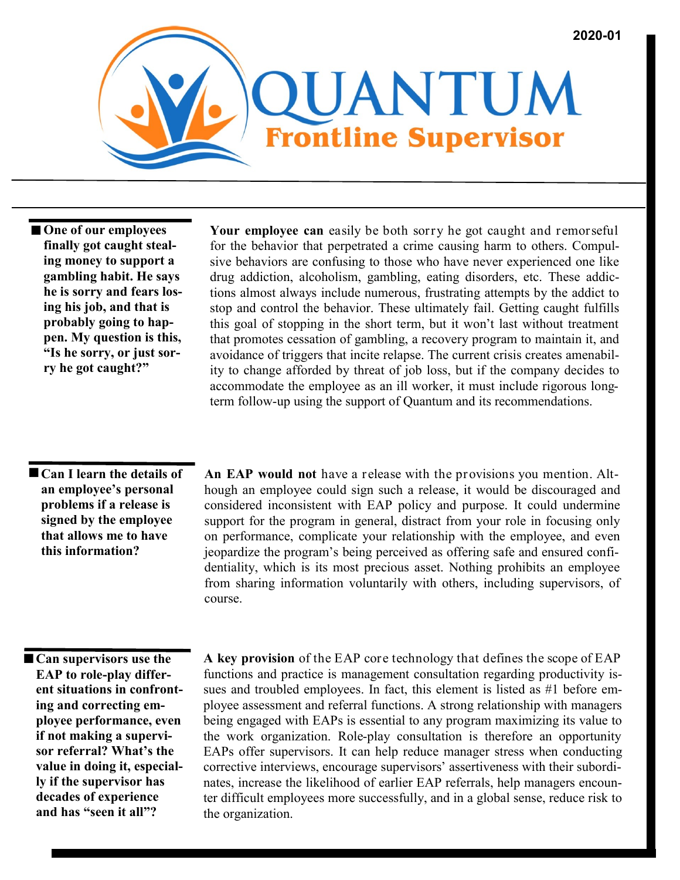2020-01

# QUANTUM Frontline Supervisor

**One of our employees finally got caught stealing money to support a gambling habit. He says he is sorry and fears losing his job, and that is probably going to happen. My question is this, "Is he sorry, or just sorry he got caught?"**

**Your employee can** easily be both sorry he got caught and remorseful for the behavior that perpetrated a crime causing harm to others. Compulsive behaviors are confusing to those who have never experienced one like drug addiction, alcoholism, gambling, eating disorders, etc. These addictions almost always include numerous, frustrating attempts by the addict to stop and control the behavior. These ultimately fail. Getting caught fulfills this goal of stopping in the short term, but it won't last without treatment that promotes cessation of gambling, a recovery program to maintain it, and avoidance of triggers that incite relapse. The current crisis creates amenability to change afforded by threat of job loss, but if the company decides to accommodate the employee as an ill worker, it must include rigorous long-term follow-up using the support of Quantum and its recommendations.

**Can I learn the details of an employee's personal problems if a release is signed by the employee that allows me to have this information?**

**An EAP would not** have a release with the provisions you mention. Although an employee could sign such a release, it would be discouraged and considered inconsistent with EAP policy and purpose. It could undermine support for the program in general, distract from your role in focusing only on performance, complicate your relationship with the employee, and even jeopardize the program's being perceived as offering safe and ensured confidentiality, which is its most precious asset. Nothing prohibits an employee from sharing information voluntarily with others, including supervisors, of course.

**Can supervisors use the EAP to role-play different situations in confronting and correcting employee performance, even if not making a supervisor referral? What's the value in doing it, especially if the supervisor has decades of experience and has "seen it all"?**

**A key provision** of the EAP core technology that defines the scope of EAP functions and practice is management consultation regarding productivity issues and troubled employees. In fact, this element is listed as #1 before employee assessment and referral functions. A strong relationship with managers being engaged with EAPs is essential to any program maximizing its value to the work organization. Role-play consultation is therefore an opportunity EAPs offer supervisors. It can help reduce manager stress when conducting corrective interviews, encourage supervisors' assertiveness with their subordinates, increase the likelihood of earlier EAP referrals, help managers encounter difficult employees more successfully, and in a global sense, reduce risk to the organization.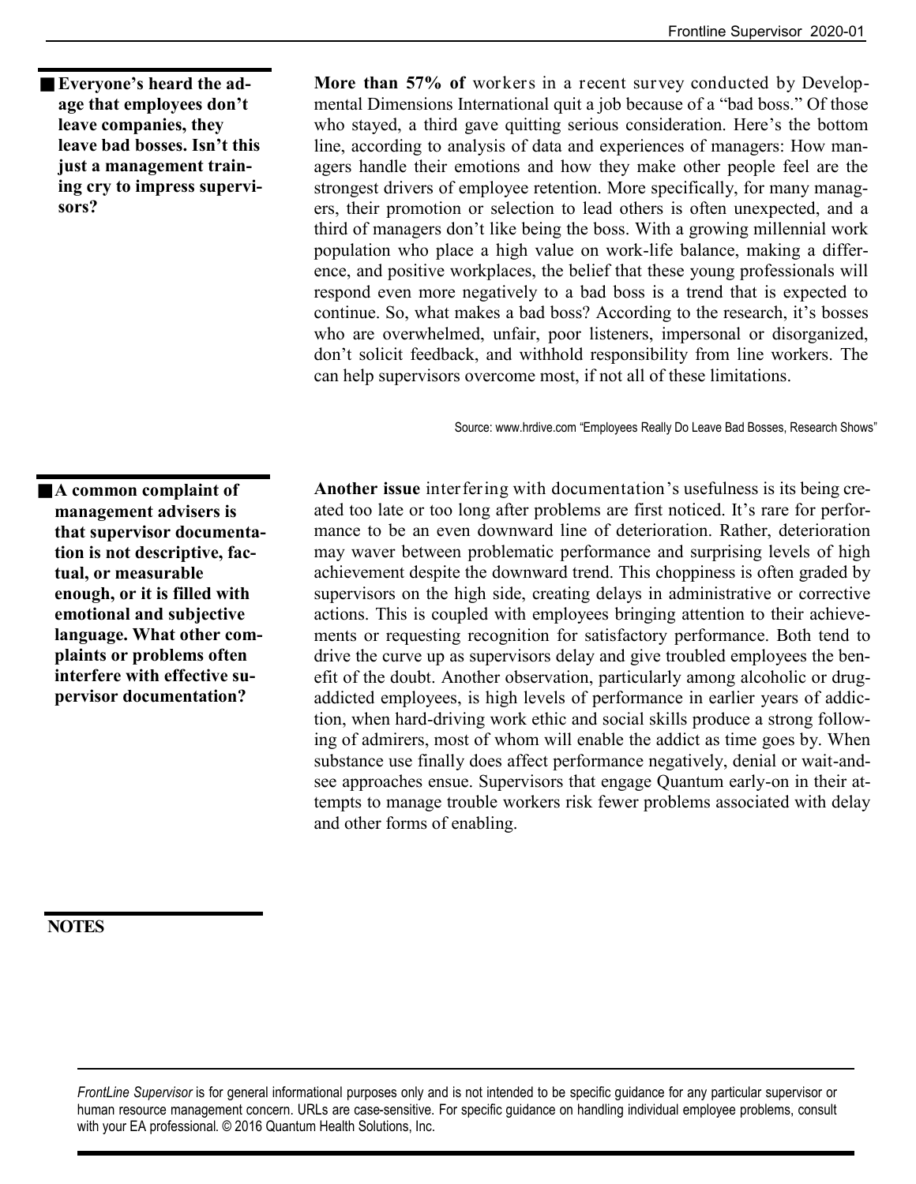**Everyone's heard the adage that employees don't leave companies, they leave bad bosses. Isn't this just a management training cry to impress supervisors?**

**More than 57% of** workers in a recent survey conducted by Developmental Dimensions International quit a job because of a "bad boss." Of those who stayed, a third gave quitting serious consideration. Here's the bottom line, according to analysis of data and experiences of managers: How managers handle their emotions and how they make other people feel are the strongest drivers of employee retention. More specifically, for many managers, their promotion or selection to lead others is often unexpected, and a third of managers don't like being the boss. With a growing millennial work population who place a high value on work-life balance, making a difference, and positive workplaces, the belief that these young professionals will respond even more negatively to a bad boss is a trend that is expected to continue. So, what makes a bad boss? According to the research, it's bosses who are overwhelmed, unfair, poor listeners, impersonal or disorganized, don't solicit feedback, and withhold responsibility from line workers. The can help supervisors overcome most, if not all of these limitations.

Source: www.hrdive.com "Employees Really Do Leave Bad Bosses, Research Shows"

**A common complaint of management advisers is that supervisor documentation is not descriptive, factual, or measurable enough, or it is filled with emotional and subjective language. What other complaints or problems often interfere with effective supervisor documentation?**

**Another issue** interfering with documentation's usefulness is its being created too late or too long after problems are first noticed. It's rare for performance to be an even downward line of deterioration. Rather, deterioration may waver between problematic performance and surprising levels of high achievement despite the downward trend. This choppiness is often graded by supervisors on the high side, creating delays in administrative or corrective actions. This is coupled with employees bringing attention to their achievements or requesting recognition for satisfactory performance. Both tend to drive the curve up as supervisors delay and give troubled employees the benefit of the doubt. Another observation, particularly among alcoholic or drug-addicted employees, is high levels of performance in earlier years of addiction, when hard-driving work ethic and social skills produce a strong following of admirers, most of whom will enable the addict as time goes by. When substance use finally does affect performance negatively, denial or wait-and-see approaches ensue. Supervisors that engage Quantum early-on in their attempts to manage trouble workers risk fewer problems associated with delay and other forms of enabling.

**NOTES**

*FrontLine Supervisor* is for general informational purposes only and is not intended to be specific guidance for any particular supervisor or human resource management concern. URLs are case-sensitive. For specific guidance on handling individual employee problems, consult with your EA professional. © 2016 Quantum Health Solutions, Inc.